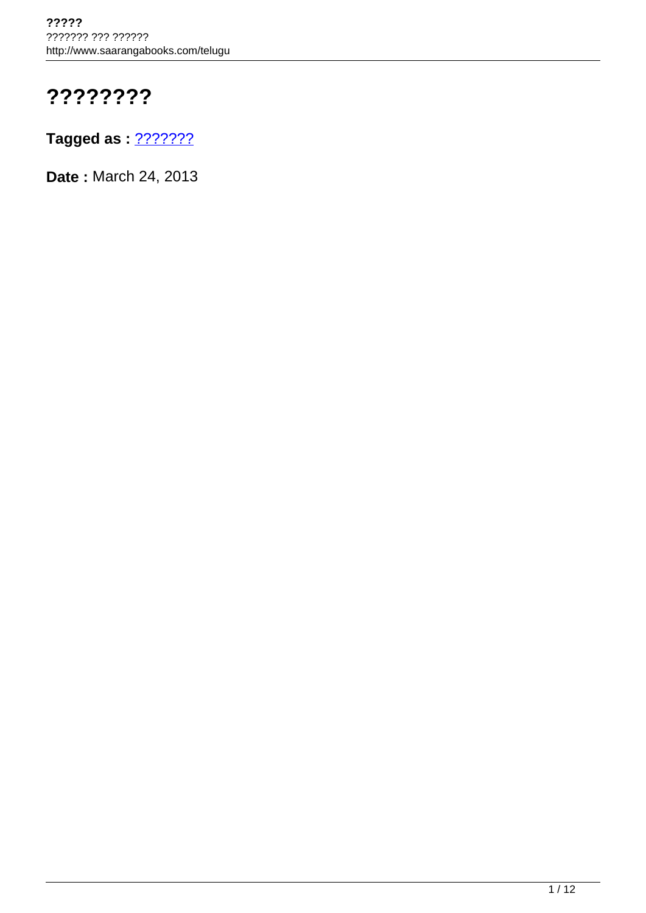# ????????

**Tagged as :** ???????

**Date :** March 24, 2013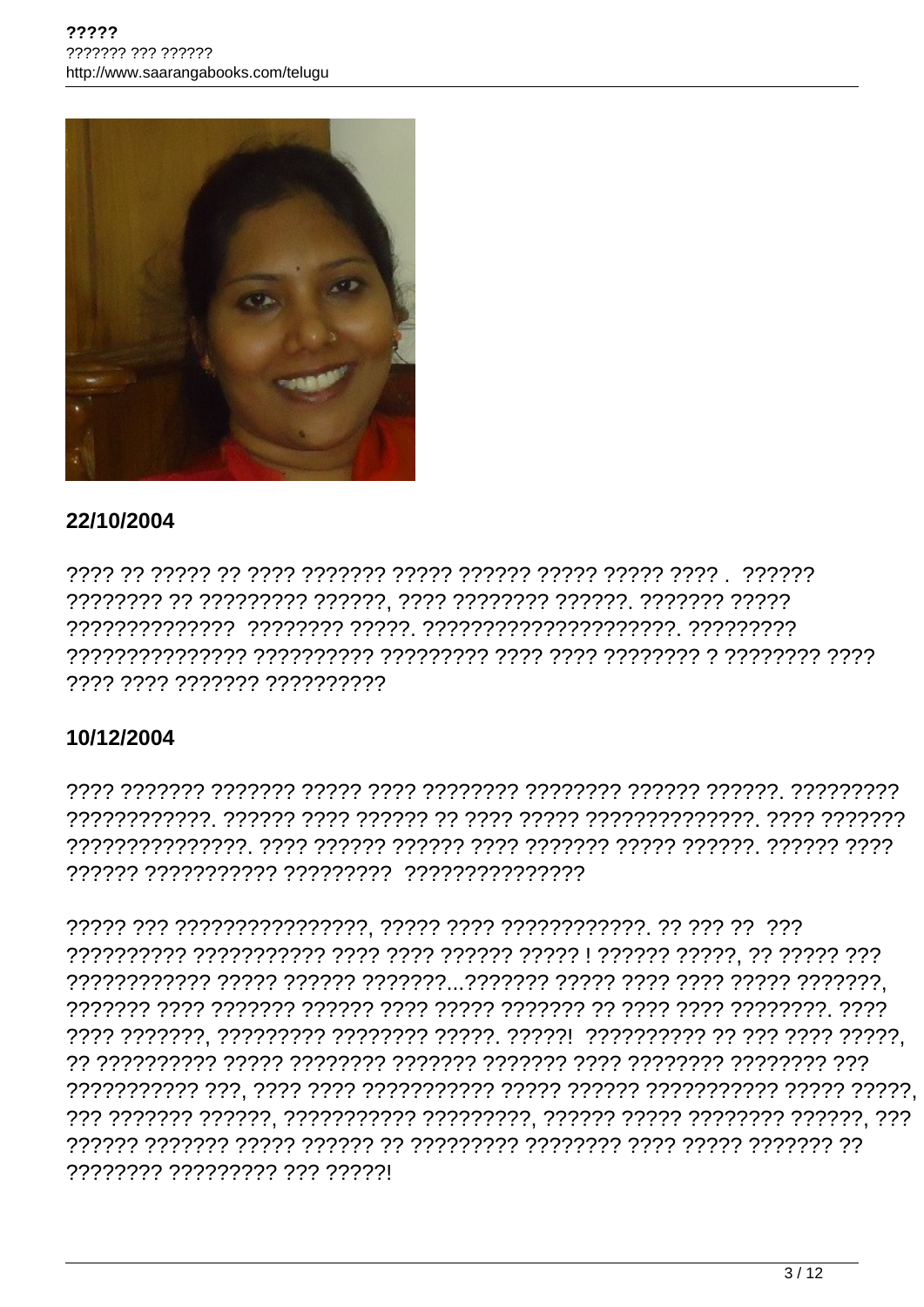## 22/10/2004

???? ?? ????? ?? ???? ??????? ????? ?????? ????? ????? ???? . ?????? ???????? ?? ????????? ??????, ???? ???????? ??????. ??????? ????? ?????????????? ???????? ?????. ?????????????????????. ????????? ??????????????? ?????????? ????????? ???? ???? ???????? ? ???????? ???? ???? ???? ??????? ??????????

## 10/12/2004

???? ??????? ??????? ????? ???? ???????? ???????? ?????? ??????. ????????? ????????????. ?????? ???? ?????? ?? ???? ????? ??????????????. ???? ??????? ???????????????. ???? ?????? ?????? ???? ??????? ????? ??????. ?????? ???? ?????? ??????????? ????????? ???????????????

????? ??? ????????????????, ????? ???? ????????????. ?? ??? ?? ??? ?????????? ??????????? ???? ???? ?????? ????? ! ?????? ?????, ?? ????? ??? ???????????? ????? ?????? ???????...??????? ????? ???? ???? ????? ???????, ??????? ???? ??????? ?????? ???? ????? ??????? ?? ???? ???? ????????. ???? ???? ???????, ????????? ???????? ?????. ?????! ?????????? ?? ??? ???? ?????, ?? ?????????? ????? ???????? ??????? ??????? ???? ???????? ???????? ??? ??????????? ???, ???? ???? ??????????? ????? ?????? ??????????? ????? ?????, ??? ??????? ??????, ??????????? ?????????, ?????? ????? ???????? ??????, ??? ?????? ??????? ????? ?????? ?? ????????? ???????? ???? ????? ??????? ?? ???????? ????????? ??? ?????!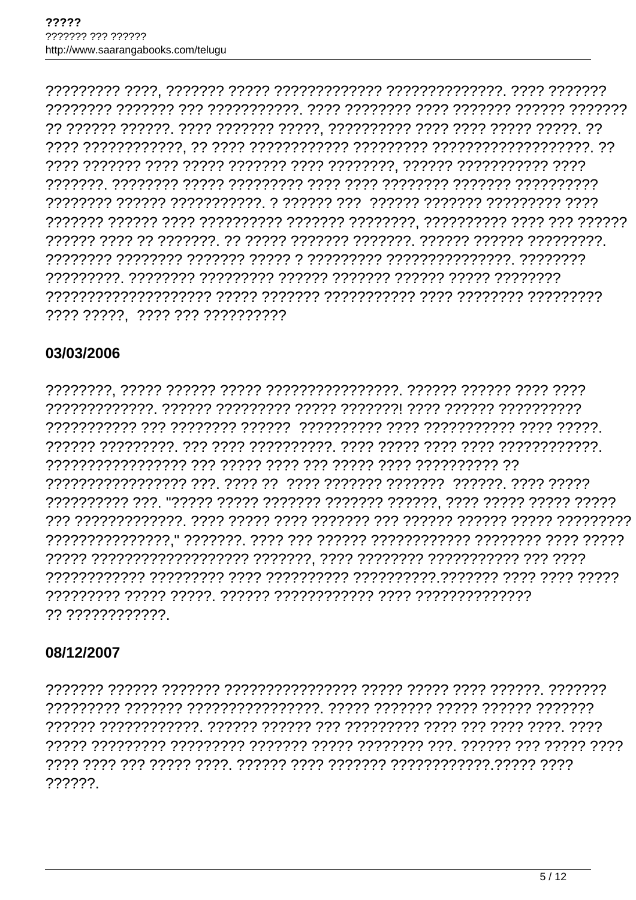????????? ????, ??????? ????? ????????????? ??????????????. ???? ??????? ???????? ??????? ??? ???????????. ???? ???????? ???? ??????? ?????? ??????? ?? ?????? ??????. ???? ??????? ?????, ?????????? ???? ???? ????? ?????. ?? ???? ????????????, ?? ???? ???????????? ????????? ??????????????????. ?? ???? ??????? ???? ????? ??????? ???? ????????, ?????? ??????????? ???? ???????. ???????? ????? ????????? ???? ???? ???????? ??????? ?????????? ???????? ?????? ???????????. ? ?????? ??? ?????? ??????? ????????? ???? ??????? ?????? ???? ?????????? ??????? ????????, ?????????? ???? ??? ?????? ?????? ???? ?? ???????. ?? ????? ??????? ???????. ?????? ?????? ?????????. ???????? ???????? ??????? ????? ? ????????? ???????????????. ???????? ?????????. ???????? ????????? ?????? ??????? ?????? ????? ???????? ??????????????????? ????? ??????? ??????????? ???? ???????? ????????? ???? ?????, ???? ??? ??????????

## 03/03/2006

????????, ????? ?????? ????? ????????????????. ?????? ?????? ???? ???? ?????????????. ?????? ????????? ????? ???????! ???? ?????? ?????????? ??????????? ??? ???????? ?????? ?????????? ???? ??????????? ???? ?????. ?????? ?????????. ??? ???? ??????????. ???? ????? ???? ???? ????????????. ????????????????? ??? ????? ???? ??? ????? ???? ?????????? ?? ????????????????? ???. ???? ?? ???? ??????? ??????? ??????. ???? ????? ?????????? ???. "????? ????? ??????? ??????? ??????, ???? ????? ????? ????? ??? ?????????????. ???? ????? ???? ??????? ??? ?????? ?????? ????? ????????? ???????????????," ???????. ???? ??? ?????? ???????????? ???????? ???? ????? ????? ??????????????????? ???????, ???? ???????? ??????????? ??? ???? ???????????? ????????? ???? ?????????? ??????????.??????? ???? ???? ????? ????????? ????? ?????. ?????? ???????????? ???? ?????????????? ?? ????????????.

## 08/12/2007

??????? ?????? ??????? ???????????????? ????? ????? ???? ??????. ??????? ????????? ??????? ????????????????. ????? ??????? ????? ?????? ??????? ?????? ????????????. ?????? ?????? ??? ????????? ???? ??? ???? ????. ???? ????? ????????? ????????? ??????? ????? ???????? ???. ?????? ??? ????? ???? ???? ???? ??? ????? ????. ?????? ???? ??????? ????????????.????? ???? ??????.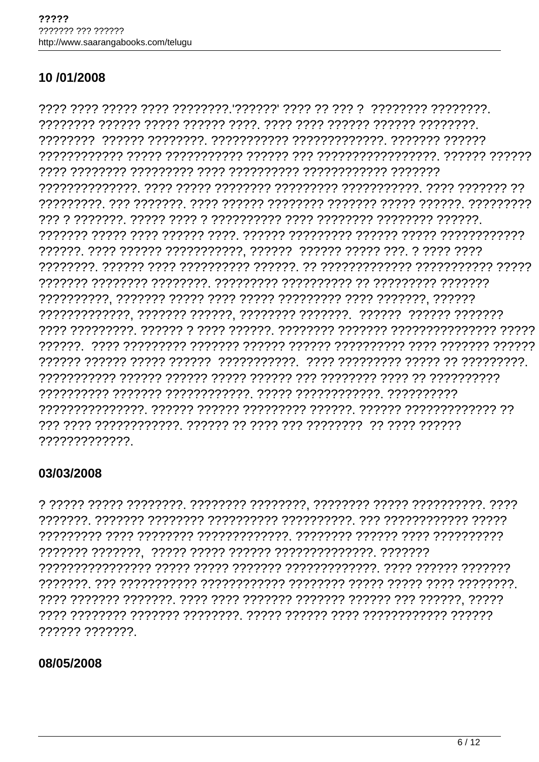## 10 /01/2008

???? ???? ????? ???? ????????.'??????' ???? ?? ??? ? ???????? ????????. ???????? ?????? ????? ?????? ????. ???? ???? ?????? ?????? ????????. ???????? ?????? ????????. ??????????? ?????????????. ??????? ?????? ???????????? ????? ??????????? ?????? ??? ?????????????????. ?????? ?????? ???? ???????? ????????? ???? ?????????? ???????????? ??????? ??????????????. ???? ????? ???????? ????????? ???????????. ???? ??????? ?? ?????????. ??? ???????. ???? ?????? ???????? ??????? ????? ??????. ????????? ??? ? ???????. ????? ???? ? ?????????? ???? ???????? ???????? ??????. ??????? ????? ???? ?????? ????. ?????? ????????? ?????? ????? ??????????? ??????. ???? ?????? ???????????, ?????? ?????? ????? ???. ? ???? ???? ????????. ?????? ???? ?????????? ??????. ?? ????????????? ??????????? ????? ??????? ???????? ????????. ????????? ?????????? ?? ????????? ??????? ??????????, ??????? ????? ???? ????? ????????? ???? ???????, ?????? ?????????????, ??????? ??????, ???????? ???????. ?????? ?????? ??????? ???? ?????????. ?????? ? ???? ??????. ???????? ??????? ??????????????? ????? ??????. ???? ????????? ??????? ?????? ?????? ?????????? ???? ??????? ?????? ?????? ?????? ????? ?????? ???????????. ???? ????????? ????? ?? ?????????. ??????????? ?????? ?????? ????? ?????? ??? ???????? ???? ?? ?????????? ?????????? ??????? ????????????. ????? ????????????. ?????????? ???????????????. ?????? ?????? ????????? ??????. ?????? ????????????? ?? ??? ???? ????????????. ?????? ?? ???? ??? ???????? ?? ???? ?????? ?????????????.

## 03/03/2008

? ????? ????? ????????. ???????? ????????, ???????? ????? ??????????. ???? ???????. ??????? ???????? ?????????? ??????????. ??? ???????????? ????? ????????? ???? ???????? ?????????????. ???????? ?????? ???? ?????????? ??????? ???????, ????? ????? ?????? ??????????????. ??????? ???????????????? ????? ????? ??????? ?????????????. ???? ?????? ??????? ???????. ??? ??????????? ???????????? ???????? ????? ????? ???? ????????. ???? ??????? ???????. ???? ???? ??????? ??????? ?????? ??? ??????, ????? ???? ???????? ??????? ????????. ????? ?????? ???? ???????????? ?????? ?????? ???????.

## 08/05/2008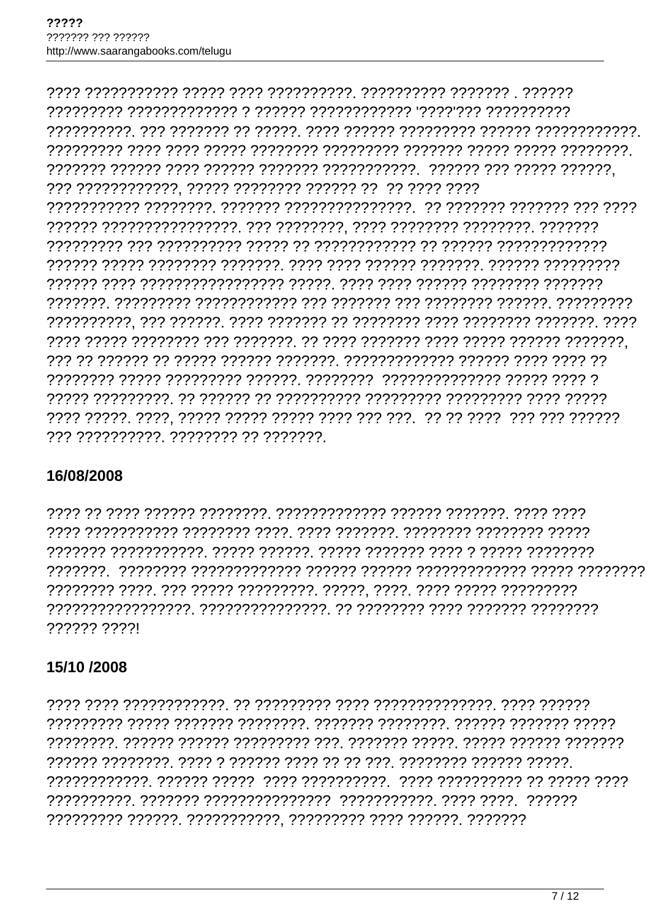???? ??????????? ????? ???? ??????????. ?????????? ??????? . ?????? ????????? ????????????? ? ?????? ??????????? '????'??? ?????????? ??????????. ??? ??????? ?? ??????. ???? ?????? ????????? ?????? ????????????. ????????? ???? ???? ????? ???????? ????????? ??????? ????? ????? ????????. ??????? ?????? ???? ?????? ??????? ???????????. ?????? ??? ????? ??????, ??? ????????????, ????? ???????? ?????? ?? ?? ???? ???? ??????????? ????????. ??????? ???????????????. ?? ??????? ??????? ??? ???? ?????? ????????????????. ??? ????????, ???? ???????? ????????. ??????? ????????? ??? ?????????? ????? ?? ??????????? ?? ?????? ????????????? ?????? ????? ???????? ???????. ???? ???? ?????? ???????. ?????? ????????? ?????? ???? ???????????????? ?????. ???? ???? ?????? ???????? ??????? ???????. ????????? ???????????? ??? ??????? ??? ???????? ???????. ????????? ??????????, ??? ??????. ???? ??????? ?? ???????? ???? ???????? ???????. ???? ???? ????? ???????? ??? ???????. ?? ???? ??????? ???? ????? ?????? ???????, ??? ?? ?????? ?? ????? ?????? ???????. ????????????? ?????? ???? ???? ?? ???????? ????? ????????? ??????. ???????? ?????????????? ????? ???? ? ????? ?????????. ?? ?????? ?? ?????????? ????????? ????????? ???? ????? ???? ?????. ????, ????? ????? ????? ???? ??? ???. ?? ?? ???? ??? ??? ?????? ??? ??????????. ???????? ?? ???????.

## 16/08/2008

???? ?? ???? ?????? ????????. ????????????? ?????? ???????. ???? ???? ???? ??????????? ???????? ????. ???? ???????. ???????? ???????? ????? ??????? ???????????. ????? ??????. ????? ??????? ???? ? ????? ???????? ???????. ???????? ????????????? ?????? ?????? ????????????? ????? ???????? ???????? ????. ??? ????? ?????????. ?????, ????. ???? ????? ????????? ?????????????????. ???????????????. ?? ???????? ???? ??????? ???????? ?????? ????!

## 15/10 /2008

???? ???? ????????????. ?? ????????? ???? ??????????????. ???? ?????? ????????? ????? ??????? ????????. ??????? ????????. ?????? ??????? ????? ????????. ?????? ?????? ????????? ???. ??????? ?????. ????? ?????? ??????? ?????? ????????. ???? ? ?????? ???? ?? ?? ???. ???????? ?????? ?????. ?????????????. ?????? ????? ???? ??????????. ???? ?????????? ?? ????? ???? ??????????. ??????? ??????????????? ???????????. ???? ????. ?????? ????????? ??????. ???????????, ????????? ???? ??????. ???????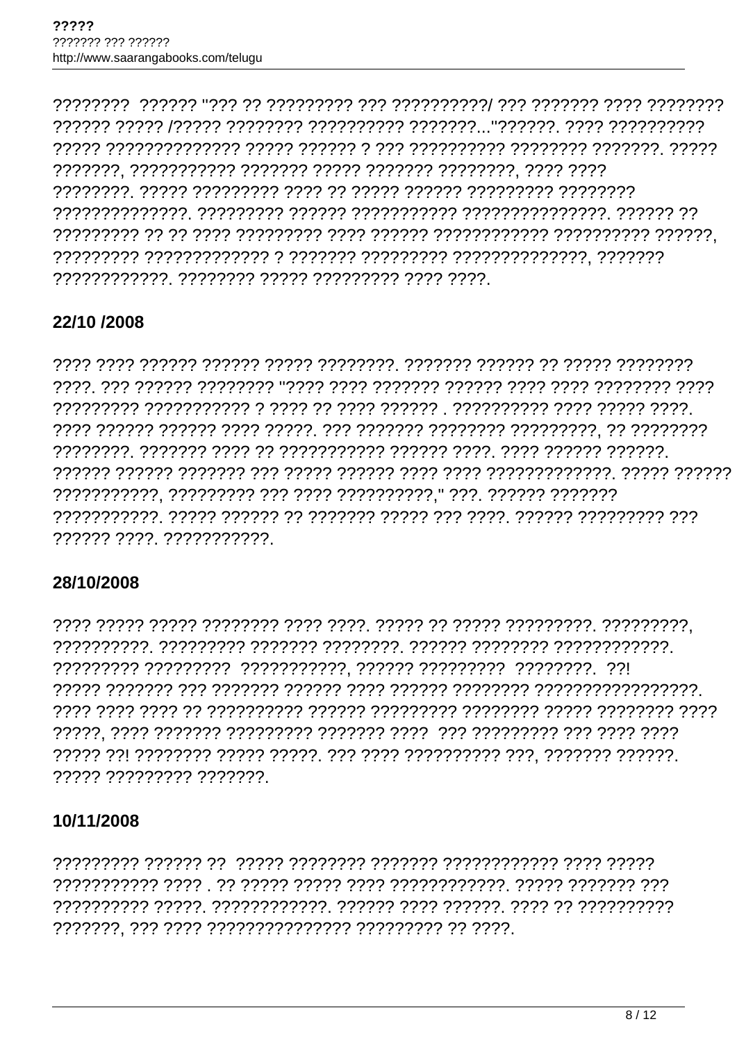????????  ?????? "??? ?? ????????? ??? ??????????/ ??? ??????? ???? ???????? ?????? ????? /????? ???????? ?????????? ???????..."??????. ???? ?????????? ????? ?????????????? ????? ?????? ? ??? ?????????? ???????? ???????. ????? ???????, ??????????? ??????? ????? ??????? ????????, ???? ???? ????????. ????? ????????? ???? ?? ????? ?????? ????????? ???????? ??????????????. ????????? ?????? ??????????? ???????????????. ?????? ?? ????????? ?? ?? ???? ????????? ???? ?????? ??????????? ?????????? ??????, ????????? ????????????? ? ??????? ????????? ??????????????, ??????? ????????????. ???????? ????? ????????? ???? ????.

## 22/10 /2008

???? ???? ?????? ?????? ????? ????????. ??????? ?????? ?? ????? ???????? ????. ??? ?????? ???????? "???? ???? ??????? ?????? ???? ???? ???????? ???? ????????? ??????????? ? ???? ?? ???? ?????? . ?????????? ???? ????? ????. ???? ?????? ?????? ???? ?????. ??? ??????? ???????? ?????????, ?? ???????? ????????. ??????? ???? ?? ??????????? ?????? ????. ???? ?????? ??????. ?????? ?????? ??????? ??? ????? ?????? ???? ???? ?????????????. ????? ?????? ???????????, ????????? ??? ???? ??????????," ???. ?????? ??????? ???????????. ????? ?????? ?? ??????? ????? ??? ????. ?????? ????????? ??? ?????? ????. ???????????.

## 28/10/2008

???? ????? ????? ???????? ???? ????. ????? ?? ????? ?????????. ?????????, ??????????. ????????? ??????? ????????. ?????? ???????? ????????????. ????????? ?????????  ???????????, ?????? ?????????  ????????. ??! ????? ??????? ??? ??????? ?????? ???? ?????? ???????? ?????????????????. ???? ???? ???? ?? ?????????? ?????? ????????? ???????? ????? ???????? ???? ?????, ???? ??????? ????????? ??????? ????  ??? ????????? ??? ???? ???? ????? ??! ???????? ????? ?????. ??? ???? ?????????? ???, ??????? ??????. ????? ????????? ???????.

## 10/11/2008

????????? ?????? ??  ????? ???????? ??????? ??????????? ???? ????? ??????????? ???? . ?? ????? ????? ???? ????????????. ????? ??????? ??? ?????????? ?????. ????????????. ?????? ???? ??????. ???? ?? ?????????? ???????, ??? ???? ??????????????? ????????? ?? ????.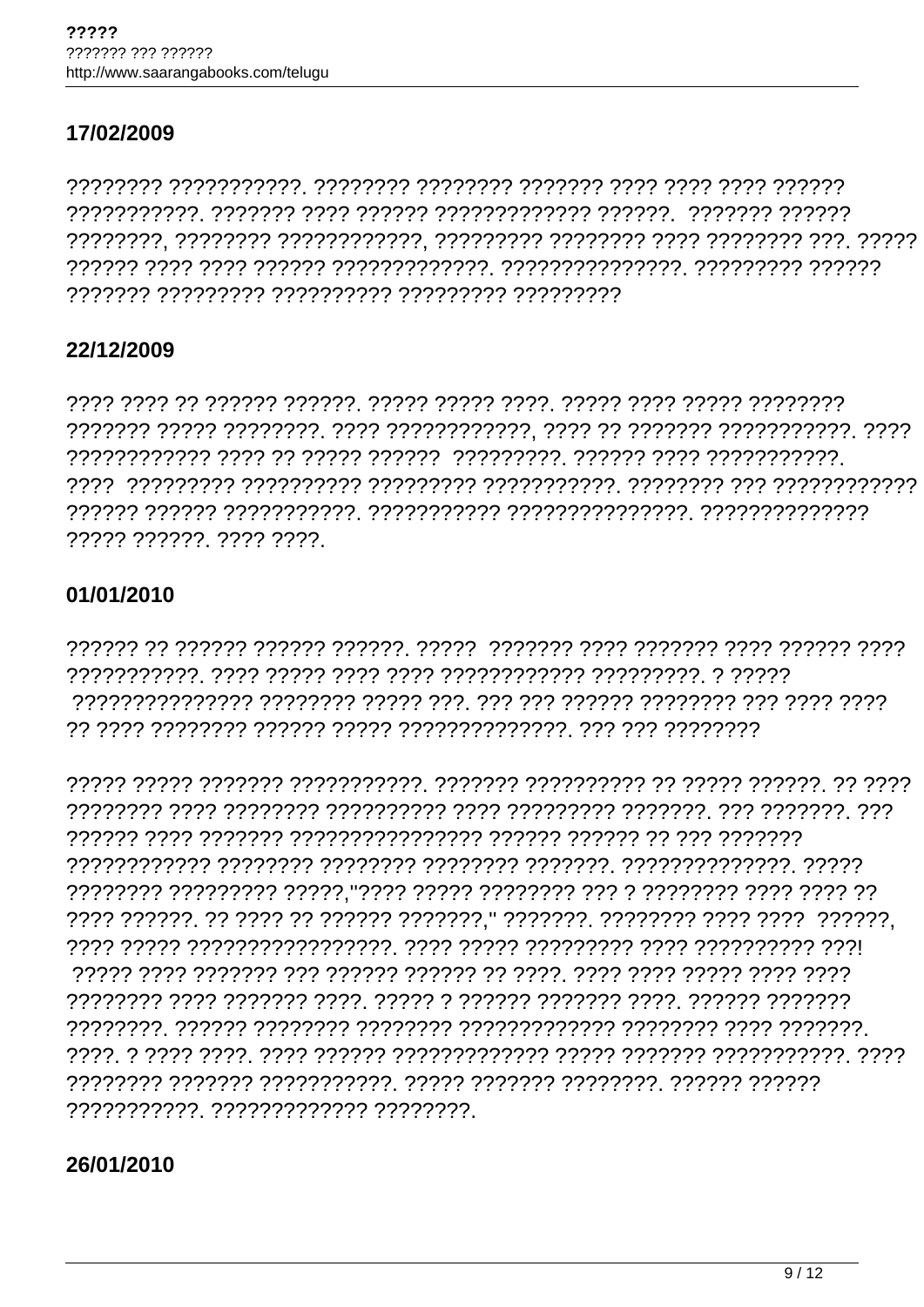## 17/02/2009

???????? ???????????. ???????? ???????? ??????? ???? ???? ???? ?????? ???????????. ??????? ???? ?????? ????????????? ??????.  ??????? ?????? ????????, ???????? ????????????, ????????? ???????? ???? ???????? ???. ????? ?????? ???? ???? ?????? ?????????????. ???????????????. ????????? ?????? ??????? ????????? ?????????? ????????? ?????????

## 22/12/2009

???? ???? ?? ?????? ??????. ????? ????? ????. ????? ???? ????? ???????? ??????? ????? ????????. ???? ????????????, ???? ?? ??????? ???????????. ???? ???????????? ???? ?? ????? ??????  ?????????. ?????? ???? ???????????. ????  ????????? ?????????? ????????? ???????????. ???????? ??? ???????????? ?????? ?????? ???????????. ??????????? ???????????????. ?????????????? ????? ??????. ???? ????.

## 01/01/2010

?????? ?? ?????? ?????? ??????. ?????  ??????? ???? ??????? ???? ?????? ???? ???????????. ???? ????? ???? ???? ???????????? ?????????. ? ????? ??????????????? ???????? ????? ???. ??? ??? ?????? ???????? ??? ???? ???? ?? ???? ???????? ?????? ????? ??????????????. ??? ??? ????????

????? ????? ??????? ???????????. ??????? ?????????? ?? ????? ??????. ?? ???? ???????? ???? ???????? ?????????? ???? ????????? ???????. ??? ???????. ??? ?????? ???? ??????? ??????????????? ?????? ?????? ?? ??? ??????? ???????????? ???????? ???????? ???????? ???????. ??????????????. ????? ???????? ????????? ?????,"???? ????? ???????? ??? ? ???????? ???? ???? ?? ???? ??????. ?? ???? ?? ?????? ???????," ???????. ???????? ???? ????  ??????, ???? ????? ?????????????????. ???? ????? ????????? ???? ?????????? ???! ????? ???? ??????? ??? ?????? ?????? ?? ????. ???? ???? ????? ???? ???? ???????? ???? ??????? ????. ????? ? ?????? ??????? ????. ?????? ??????? ????????. ?????? ???????? ???????? ????????????? ???????? ???? ???????. ????. ? ???? ????. ???? ?????? ????????????? ????? ??????? ???????????. ???? ???????? ??????? ???????????. ????? ??????? ????????. ?????? ?????? ???????????. ????????????? ????????.

## 26/01/2010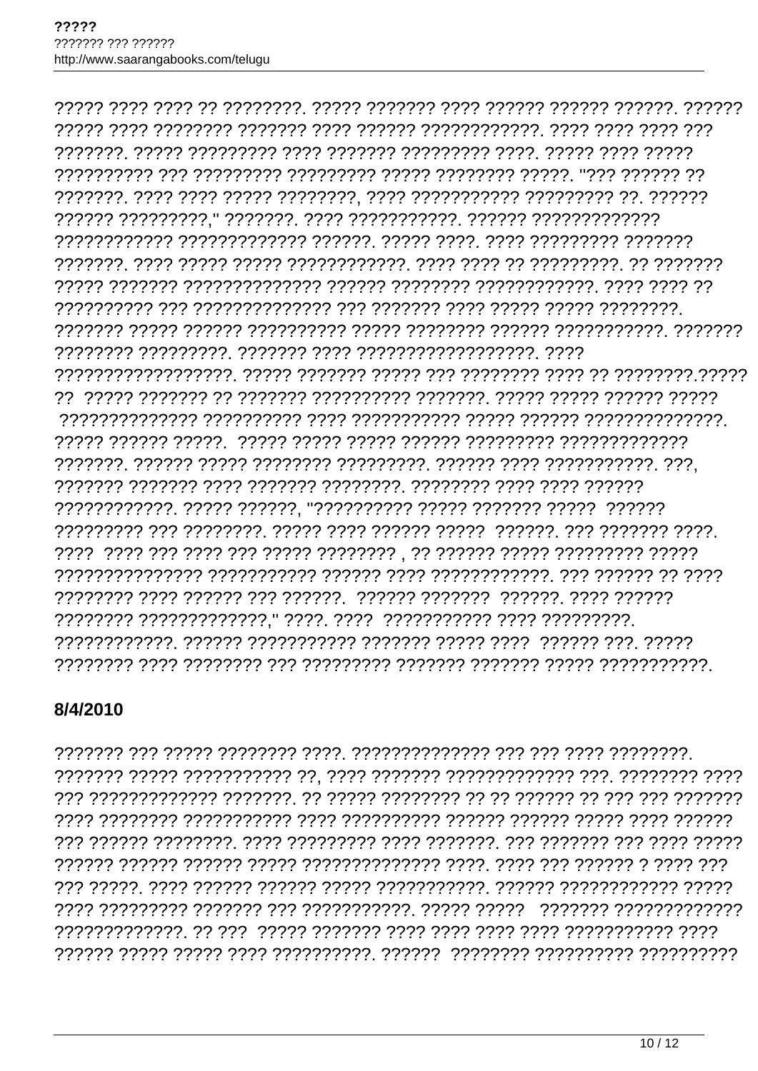????? ???? ???? ?? ????????. ????? ??????? ???? ?????? ?????? ??????. ?????? ????? ???? ???????? ??????? ???? ?????? ????????????. ???? ???? ???? ??? ???????. ????? ????????? ???? ??????? ????????? ????. ????? ???? ????? ?????????? ??? ????????? ????????? ????? ???????? ?????. "??? ?????? ?? ???????. ???? ???? ????? ????????, ???? ??????????? ????????? ??. ?????? ?????? ?????????," ???????. ???? ???????????. ?????? ????????????? ???????????? ????????????? ??????. ????? ????. ???? ????????? ??????? ???????. ???? ????? ????? ????????????. ???? ???? ?? ?????????. ?? ??????? ????? ??????? ?????????????? ?????? ???????? ????????????. ???? ???? ?? ?????????? ??? ?????????????? ??? ??????? ???? ????? ????? ????????. ??????? ????? ?????? ?????????? ????? ???????? ?????? ???????????. ??????? ???????? ?????????. ??????? ???? ??????????????????. ???? ??????????????????. ????? ??????? ????? ??? ???????? ???? ?? ????????.????? ?? ????? ??????? ?? ??????? ?????????? ???????. ????? ????? ?????? ????? ?????????????? ?????????? ???? ??????????? ????? ?????? ??????????????. ????? ?????? ?????. ????? ????? ????? ?????? ????????? ????????????? ???????. ?????? ????? ???????? ?????????. ?????? ???? ???????????. ???, ??????? ??????? ???? ??????? ????????. ???????? ???? ???? ?????? ????????????. ????? ??????, "?????????? ????? ??????? ????? ?????? ????????? ??? ????????. ????? ???? ?????? ????? ??????. ??? ??????? ????. ???? ???? ??? ???? ??? ????? ???????? , ?? ?????? ????? ????????? ????? ??????????????? ??????????? ?????? ???? ????????????. ??? ?????? ?? ???? ???????? ???? ?????? ??? ??????. ?????? ??????? ??????. ???? ?????? ???????? ?????????????," ????. ???? ??????????? ???? ?????????. ????????????. ?????? ??????????? ??????? ????? ???? ?????? ???. ????? ???????? ???? ???????? ??? ????????? ??????? ??????? ????? ???????????.

## 8/4/2010

??????? ??? ????? ???????? ????. ?????????????? ??? ??? ???? ????????. ??????? ????? ??????????? ??, ???? ??????? ????????????? ???. ???????? ???? ??? ????????????? ???????. ?? ????? ???????? ?? ?? ?????? ?? ??? ??? ??????? ???? ???????? ??????????? ???? ?????????? ?????? ?????? ????? ???? ?????? ??? ?????? ????????. ???? ????????? ???? ???????. ??? ??????? ??? ???? ????? ?????? ?????? ?????? ????? ?????????????? ????. ???? ??? ?????? ? ???? ??? ??? ?????. ???? ?????? ?????? ????? ???????????. ?????? ???????????? ????? ???? ????????? ??????? ??? ???????????. ????? ????? ??????? ????????????? ?????????????. ?? ??? ????? ??????? ???? ???? ???? ???? ??????????? ???? ?????? ????? ????? ???? ??????????. ?????? ???????? ????????? ??????????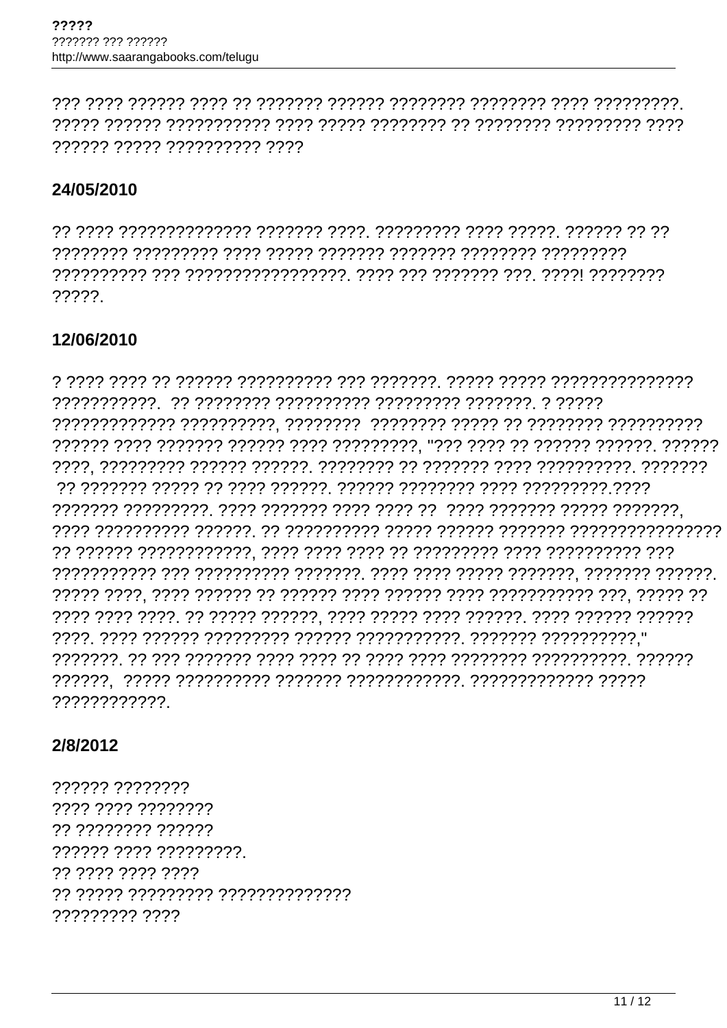??? ???? ?????? ???? ?? ??????? ?????? ???????? ???????? ???? ?????????. ????? ?????? ??????????? ???? ????? ???????? ?? ???????? ????????? ???? ?????? ????? ?????????? ????

## 24/05/2010

?? ???? ?????????????? ??????? ????. ????????? ???? ?????. ?????? ?? ?? ???????? ????????? ???? ????? ??????? ??????? ???????? ????????? ?????????? ??? ?????????????????. ???? ??? ??????? ???. ????! ???????? ?????.

## 12/06/2010

? ???? ???? ?? ?????? ?????????? ??? ???????. ????? ????? ??????????????? ???????????. ?? ???????? ?????????? ????????? ???????. ? ????? ????????????? ??????????, ???????? ???????? ????? ?? ???????? ?????????? ?????? ???? ??????? ?????? ???? ?????????, "??? ???? ?? ?????? ??????. ?????? ????, ????????? ?????? ??????. ???????? ?? ??????? ???? ??????????. ??????? ?? ??????? ????? ?? ???? ??????. ?????? ???????? ???? ?????????.???? ??????? ?????????. ???? ??????? ???? ???? ?? ???? ??????? ????? ???????, ???? ?????????? ??????. ?? ?????????? ????? ?????? ??????? ???????????????? ?? ?????? ????????????, ???? ???? ???? ?? ????????? ???? ?????????? ??? ??????????? ??? ?????????? ???????. ???? ???? ????? ???????, ??????? ??????. ????? ????, ???? ?????? ?? ?????? ???? ?????? ???? ??????????? ???, ????? ?? ???? ???? ????. ?? ????? ??????, ???? ????? ???? ??????. ???? ?????? ?????? ????. ???? ?????? ????????? ?????? ???????????. ??????? ??????????," ???????. ?? ??? ??????? ???? ???? ?? ???? ???? ???????? ??????????. ?????? ??????, ????? ?????????? ??????? ????????????. ????????????? ????? ????????????.

## 2/8/2012

?????? ????????
???? ???? ????????
?? ???????? ??????
?????? ???? ?????????.
?? ???? ???? ????
?? ????? ????????? ??????????????
????????? ????